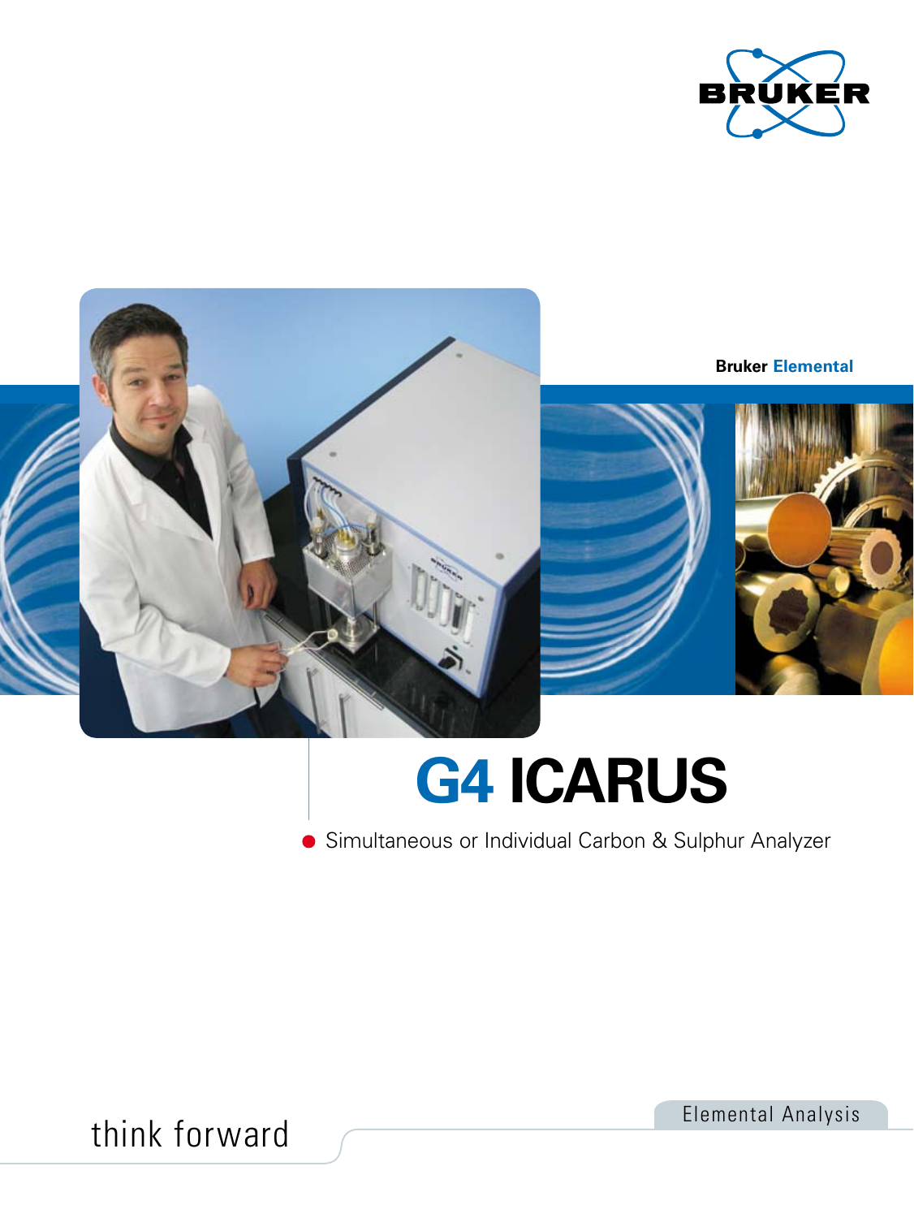BRUKER

Bruker Elemental

# G4 ICARUS

- Simultaneous or Individual Carbon & Sulphur Analyzer

think forward

Elemental Analysis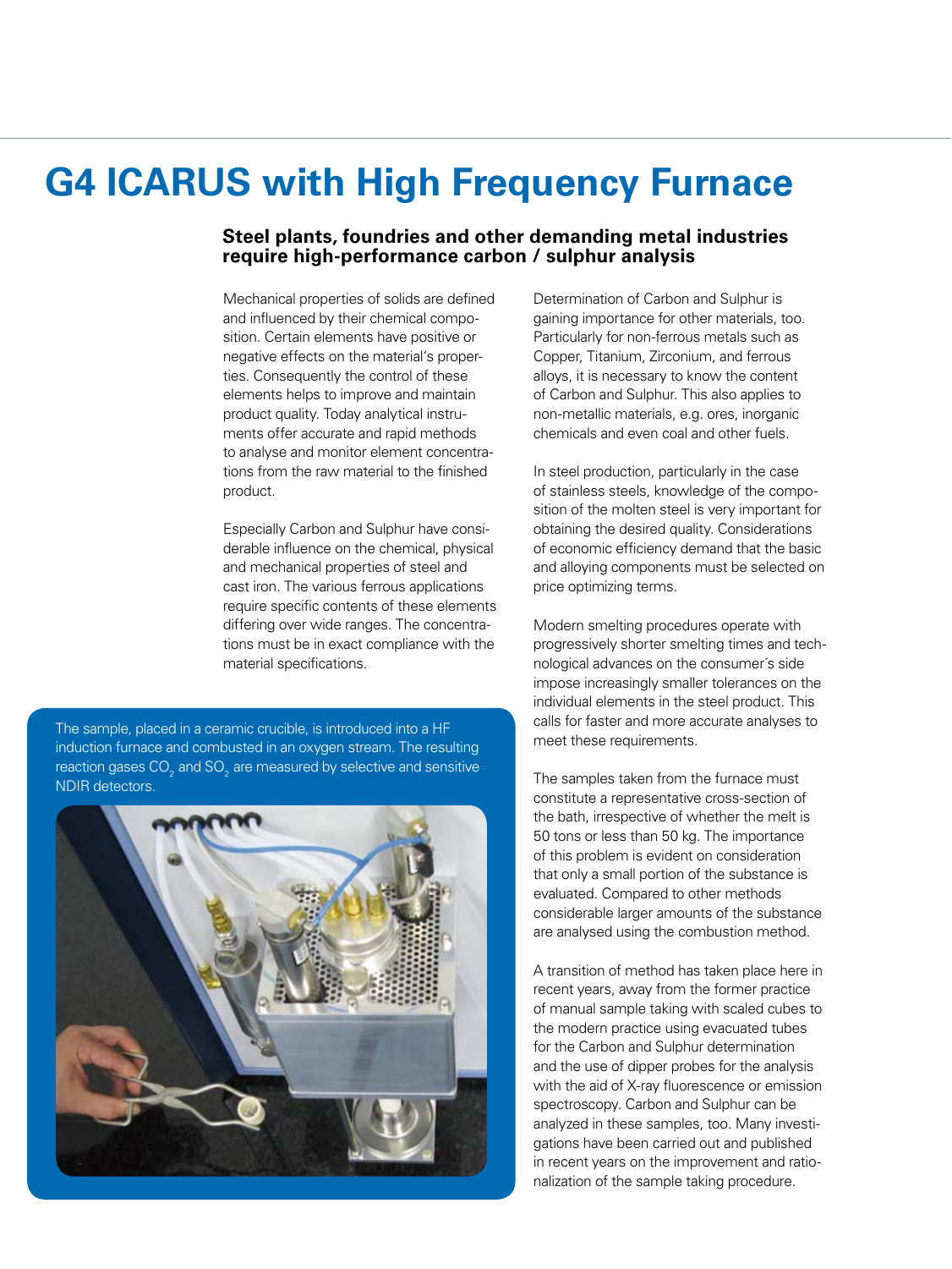# G4 ICARUS with High Frequency Furnace

## Steel plants, foundries and other demanding metal industries require high-performance carbon / sulphur analysis

Mechanical properties of solids are defined and influenced by their chemical composition. Certain elements have positive or negative effects on the material's properties. Consequently the control of these elements helps to improve and maintain product quality. Today analytical instruments offer accurate and rapid methods to analyse and monitor element concentrations from the raw material to the finished product.

Especially Carbon and Sulphur have considerable influence on the chemical, physical and mechanical properties of steel and cast iron. The various ferrous applications require specific contents of these elements differing over wide ranges. The concentrations must be in exact compliance with the material specifications.

The sample, placed in a ceramic crucible, is introduced into a HF induction furnace and combusted in an oxygen stream. The resulting reaction gases $CO_2$ and $SO_2$ are measured by selective and sensitive NDIR detectors.

Determination of Carbon and Sulphur is gaining importance for other materials, too. Particularly for non-ferrous metals such as Copper, Titanium, Zirconium, and ferrous alloys, it is necessary to know the content of Carbon and Sulphur. This also applies to non-metallic materials, e.g. ores, inorganic chemicals and even coal and other fuels.

In steel production, particularly in the case of stainless steels, knowledge of the composition of the molten steel is very important for obtaining the desired quality. Considerations of economic efficiency demand that the basic and alloying components must be selected on price optimizing terms.

Modern smelting procedures operate with progressively shorter smelting times and technological advances on the consumer´s side impose increasingly smaller tolerances on the individual elements in the steel product. This calls for faster and more accurate analyses to meet these requirements.

The samples taken from the furnace must constitute a representative cross-section of the bath, irrespective of whether the melt is 50 tons or less than 50 kg. The importance of this problem is evident on consideration that only a small portion of the substance is evaluated. Compared to other methods considerable larger amounts of the substance are analysed using the combustion method.

A transition of method has taken place here in recent years, away from the former practice of manual sample taking with scaled cubes to the modern practice using evacuated tubes for the Carbon and Sulphur determination and the use of dipper probes for the analysis with the aid of X-ray fluorescence or emission spectroscopy. Carbon and Sulphur can be analyzed in these samples, too. Many investigations have been carried out and published in recent years on the improvement and rationalization of the sample taking procedure.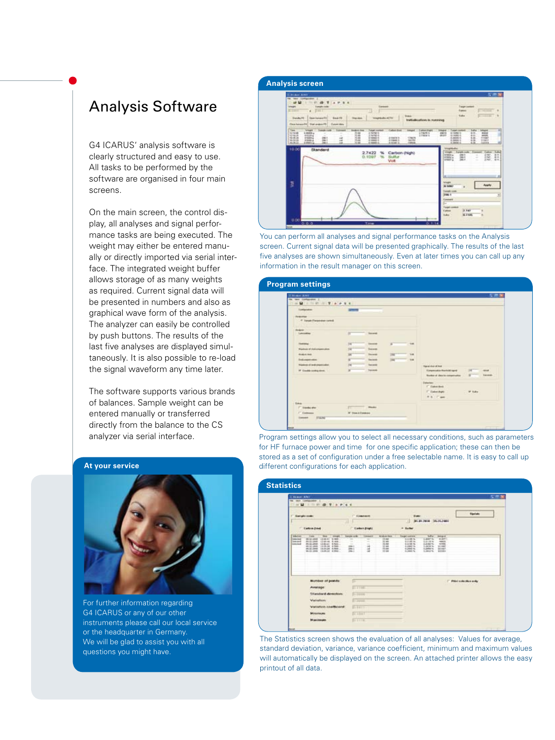# Analysis Software

G4 ICARUS' analysis software is clearly structured and easy to use. All tasks to be performed by the software are organised in four main screens.

On the main screen, the control display, all analyses and signal performance tasks are being executed. The weight may either be entered manually or directly imported via serial interface. The integrated weight buffer allows storage of as many weights as required. Current signal data will be presented in numbers and also as graphical wave form of the analysis. The analyzer can easily be controlled by push buttons. The results of the last five analyses are displayed simultaneously. It is also possible to re-load the signal waveform any time later.

The software supports various brands of balances. Sample weight can be entered manually or transferred directly from the balance to the CS analyzer via serial interface.

## At your service

For further information regarding G4 ICARUS or any of our other instruments please call our local service or the headquarter in Germany.
We will be glad to assist you with all questions you might have.

## Analysis screen

You can perform all analyses and signal performance tasks on the Analysis screen. Current signal data will be presented graphically. The results of the last five analyses are shown simultaneously. Even at later times you can call up any information in the result manager on this screen.

## Program settings

Program settings allow you to select all necessary conditions, such as parameters for HF furnace power and time for one specific application; these can then be stored as a set of configuration under a free selectable name. It is easy to call up different configurations for each application.

## Statistics

The Statistics screen shows the evaluation of all analyses: Values for average, standard deviation, variance, variance coefficient, minimum and maximum values will automatically be displayed on the screen. An attached printer allows the easy printout of all data.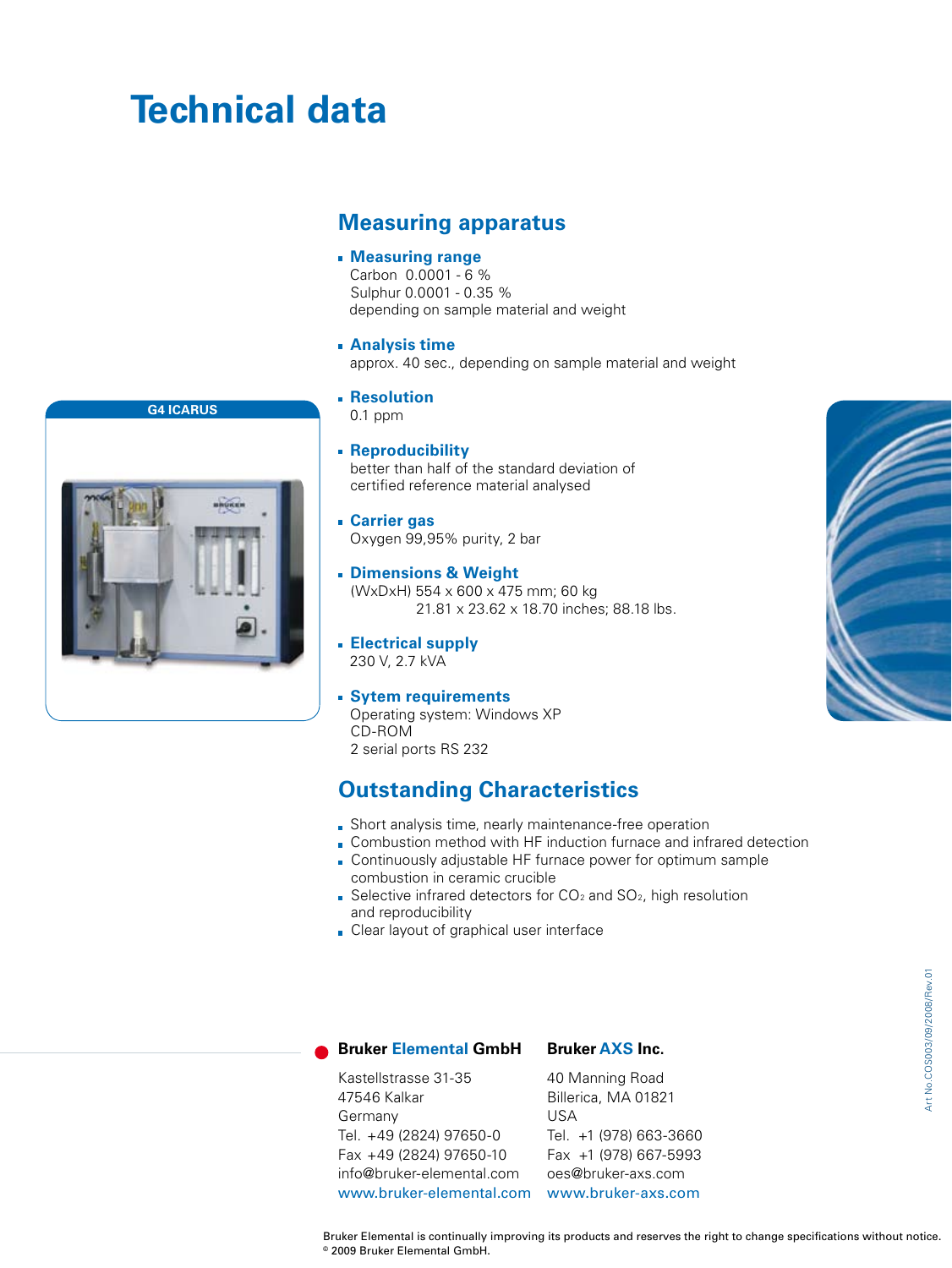# Technical data

G4 ICARUS

## Measuring apparatus

- **Measuring range**
  Carbon 0.0001 - 6 %
  Sulphur 0.0001 - 0.35 %
  depending on sample material and weight

- **Analysis time**
  approx. 40 sec., depending on sample material and weight

- **Resolution**
  0.1 ppm

- **Reproducibility**
  better than half of the standard deviation of certified reference material analysed

- **Carrier gas**
  Oxygen 99,95% purity, 2 bar

- **Dimensions & Weight**
  (WxDxH) 554 x 600 x 475 mm; 60 kg
  21.81 x 23.62 x 18.70 inches; 88.18 lbs.

- **Electrical supply**
  230 V, 2.7 kVA

- **Sytem requirements**
  Operating system: Windows XP
  CD-ROM
  2 serial ports RS 232

## Outstanding Characteristics

- Short analysis time, nearly maintenance-free operation
- Combustion method with HF induction furnace and infrared detection
- Continuously adjustable HF furnace power for optimum sample combustion in ceramic crucible
- Selective infrared detectors for $CO_2$ and $SO_2$, high resolution and reproducibility
- Clear layout of graphical user interface

**Bruker Elemental GmbH**

Kastellstrasse 31-35
47546 Kalkar
Germany
Tel. +49 (2824) 97650-0
Fax +49 (2824) 97650-10
info@bruker-elemental.com
www.bruker-elemental.com

**Bruker AXS Inc.**

40 Manning Road
Billerica, MA 01821
USA
Tel. +1 (978) 663-3660
Fax +1 (978) 667-5993
oes@bruker-axs.com
www.bruker-axs.com

Art No.COS003/09/2008/Rev.01

Bruker Elemental is continually improving its products and reserves the right to change specifications without notice.
© 2009 Bruker Elemental GmbH.